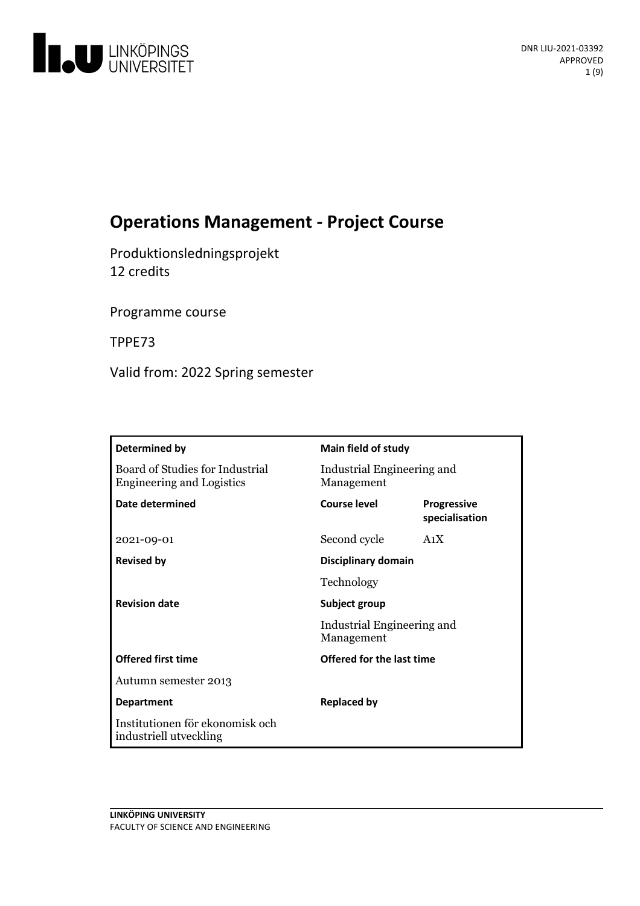# Operations Management - Project Course

Produktionsledningsprojekt
12 credits

Programme course

TPPE73

Valid from: 2022 Spring semester

| **Determined by** | **Main field of study** | |
|---|---|---|
| Board of Studies for Industrial Engineering and Logistics | Industrial Engineering and Management | |
| **Date determined** | **Course level** | **Progressive specialisation** |
| 2021-09-01 | Second cycle | A1X |
| **Revised by** | **Disciplinary domain** | |
| | Technology | |
| **Revision date** | **Subject group** | |
| | Industrial Engineering and Management | |
| **Offered first time** | **Offered for the last time** | |
| Autumn semester 2013 | | |
| **Department** | **Replaced by** | |
| Institutionen för ekonomisk och industriell utveckling | | |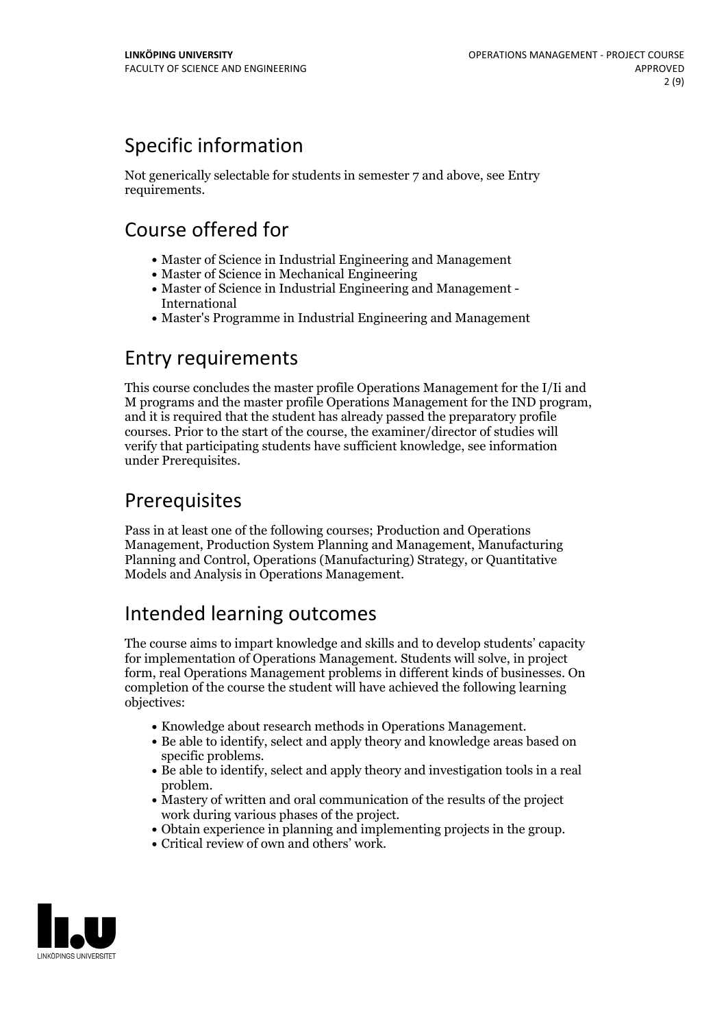## Specific information

Not generically selectable for students in semester 7 and above, see Entry requirements.

## Course offered for

- Master of Science in Industrial Engineering and Management
- Master of Science in Mechanical Engineering
- Master of Science in Industrial Engineering and Management - International
- Master's Programme in Industrial Engineering and Management

## Entry requirements

This course concludes the master profile Operations Management for the I/Ii and M programs and the master profile Operations Management for the IND program, and it is required that the student has already passed the preparatory profile courses. Prior to the start of the course, the examiner/director of studies will verify that participating students have sufficient knowledge, see information under Prerequisites.

## Prerequisites

Pass in at least one of the following courses; Production and Operations Management, Production System Planning and Management, Manufacturing Planning and Control, Operations (Manufacturing) Strategy, or Quantitative Models and Analysis in Operations Management.

## Intended learning outcomes

The course aims to impart knowledge and skills and to develop students' capacity for implementation of Operations Management. Students will solve, in project form, real Operations Management problems in different kinds of businesses. On completion of the course the student will have achieved the following learning objectives:

- Knowledge about research methods in Operations Management.
- Be able to identify, select and apply theory and knowledge areas based on specific problems.
- Be able to identify, select and apply theory and investigation tools in a real problem.
- Mastery of written and oral communication of the results of the project work during various phases of the project.
- Obtain experience in planning and implementing projects in the group.
- Critical review of own and others' work.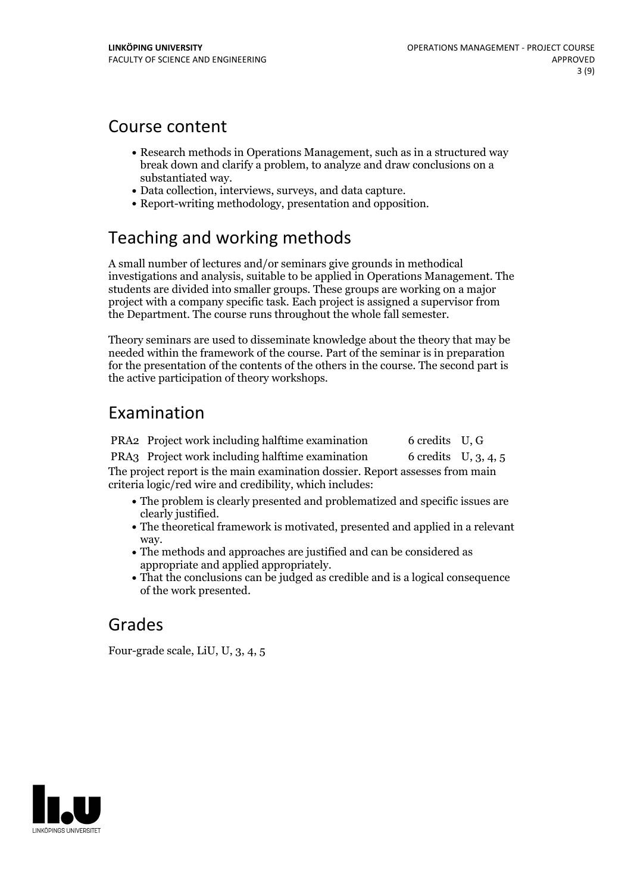## Course content

- Research methods in Operations Management, such as in a structured way break down and clarify a problem, to analyze and draw conclusions on a substantiated way.
- Data collection, interviews, surveys, and data capture.
- Report-writing methodology, presentation and opposition.

## Teaching and working methods

A small number of lectures and/or seminars give grounds in methodical investigations and analysis, suitable to be applied in Operations Management. The students are divided into smaller groups. These groups are working on a major project with a company specific task. Each project is assigned a supervisor from the Department. The course runs throughout the whole fall semester.

Theory seminars are used to disseminate knowledge about the theory that may be needed within the framework of the course. Part of the seminar is in preparation for the presentation of the contents of the others in the course. The second part is the active participation of theory workshops.

## Examination

| | | | |
|---|---|---|---|
| PRA2 | Project work including halftime examination | 6 credits | U, G |
| PRA3 | Project work including halftime examination | 6 credits | U, 3, 4, 5 |

The project report is the main examination dossier. Report assesses from main criteria logic/red wire and credibility, which includes:

- The problem is clearly presented and problematized and specific issues are clearly justified.
- The theoretical framework is motivated, presented and applied in a relevant way.
- The methods and approaches are justified and can be considered as appropriate and applied appropriately.
- That the conclusions can be judged as credible and is a logical consequence of the work presented.

## Grades

Four-grade scale, LiU, U, 3, 4, 5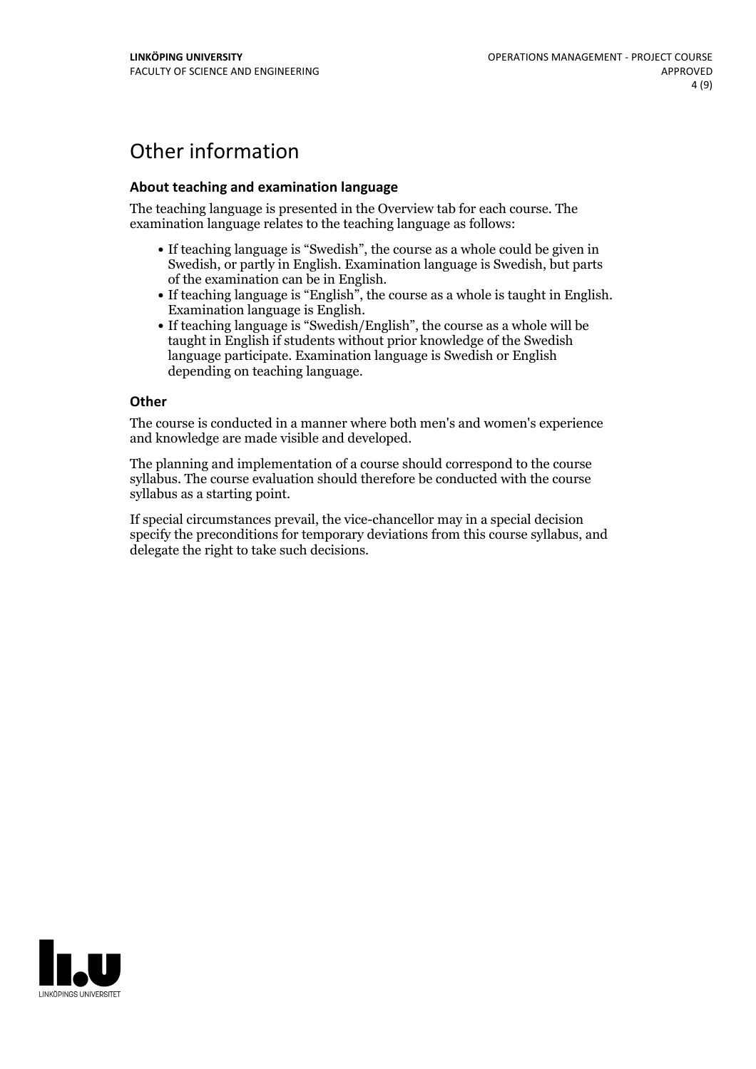# Other information

### About teaching and examination language

The teaching language is presented in the Overview tab for each course. The examination language relates to the teaching language as follows:

- If teaching language is "Swedish", the course as a whole could be given in Swedish, or partly in English. Examination language is Swedish, but parts of the examination can be in English.
- If teaching language is "English", the course as a whole is taught in English. Examination language is English.
- If teaching language is "Swedish/English", the course as a whole will be taught in English if students without prior knowledge of the Swedish language participate. Examination language is Swedish or English depending on teaching language.

### Other

The course is conducted in a manner where both men's and women's experience and knowledge are made visible and developed.

The planning and implementation of a course should correspond to the course syllabus. The course evaluation should therefore be conducted with the course syllabus as a starting point.

If special circumstances prevail, the vice-chancellor may in a special decision specify the preconditions for temporary deviations from this course syllabus, and delegate the right to take such decisions.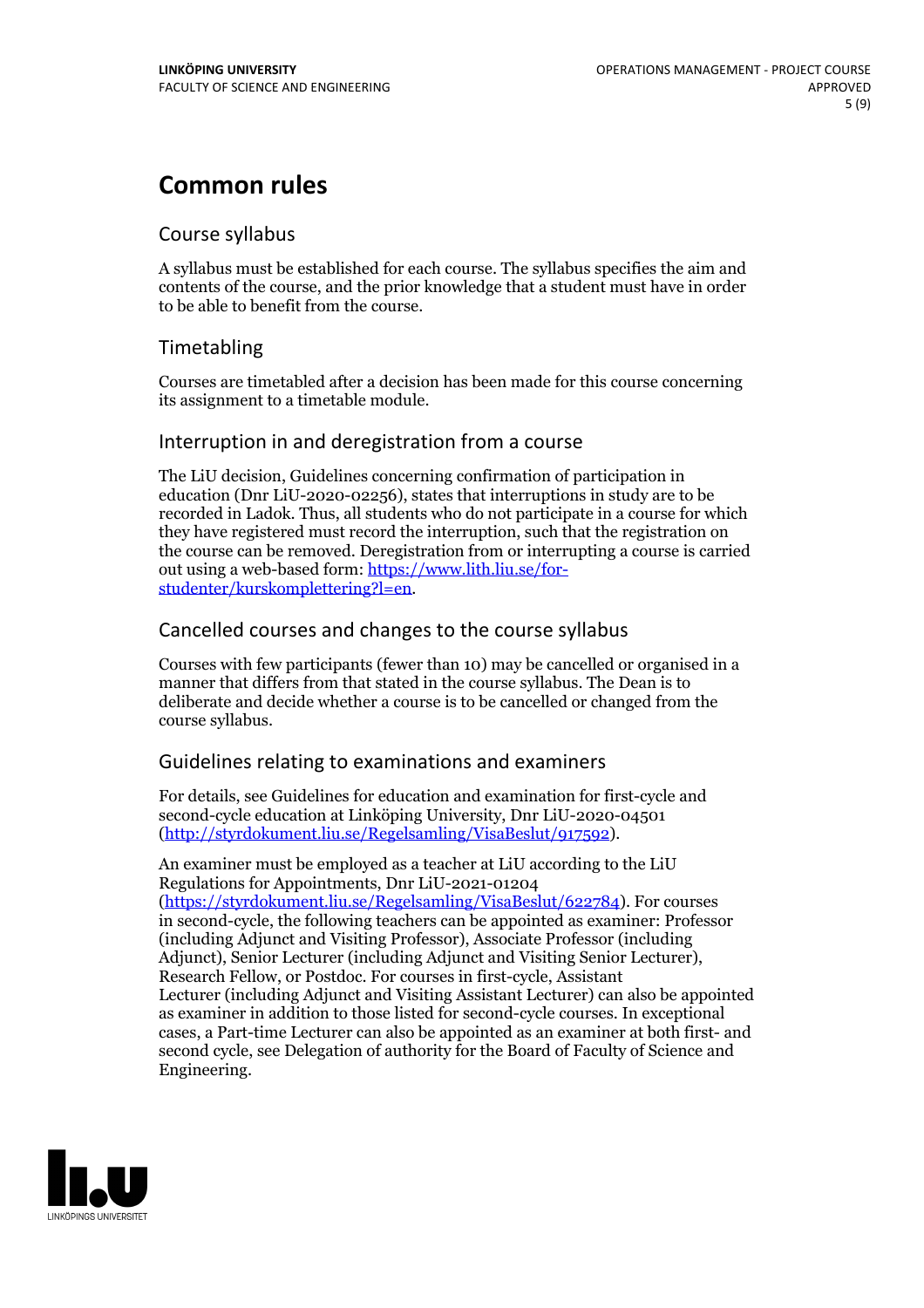# Common rules

## Course syllabus

A syllabus must be established for each course. The syllabus specifies the aim and contents of the course, and the prior knowledge that a student must have in order to be able to benefit from the course.

## Timetabling

Courses are timetabled after a decision has been made for this course concerning its assignment to a timetable module.

## Interruption in and deregistration from a course

The LiU decision, Guidelines concerning confirmation of participation in education (Dnr LiU-2020-02256), states that interruptions in study are to be recorded in Ladok. Thus, all students who do not participate in a course for which they have registered must record the interruption, such that the registration on the course can be removed. Deregistration from or interrupting a course is carried out using a web-based form: [https://www.lith.liu.se/for-studenter/kurskomplettering?l=en](https://www.lith.liu.se/for-studenter/kurskomplettering?l=en).

## Cancelled courses and changes to the course syllabus

Courses with few participants (fewer than 10) may be cancelled or organised in a manner that differs from that stated in the course syllabus. The Dean is to deliberate and decide whether a course is to be cancelled or changed from the course syllabus.

## Guidelines relating to examinations and examiners

For details, see Guidelines for education and examination for first-cycle and second-cycle education at Linköping University, Dnr LiU-2020-04501 ([http://styrdokument.liu.se/Regelsamling/VisaBeslut/917592](http://styrdokument.liu.se/Regelsamling/VisaBeslut/917592)).

An examiner must be employed as a teacher at LiU according to the LiU Regulations for Appointments, Dnr LiU-2021-01204 ([https://styrdokument.liu.se/Regelsamling/VisaBeslut/622784](https://styrdokument.liu.se/Regelsamling/VisaBeslut/622784)). For courses in second-cycle, the following teachers can be appointed as examiner: Professor (including Adjunct and Visiting Professor), Associate Professor (including Adjunct), Senior Lecturer (including Adjunct and Visiting Senior Lecturer), Research Fellow, or Postdoc. For courses in first-cycle, Assistant Lecturer (including Adjunct and Visiting Assistant Lecturer) can also be appointed as examiner in addition to those listed for second-cycle courses. In exceptional cases, a Part-time Lecturer can also be appointed as an examiner at both first- and second cycle, see Delegation of authority for the Board of Faculty of Science and Engineering.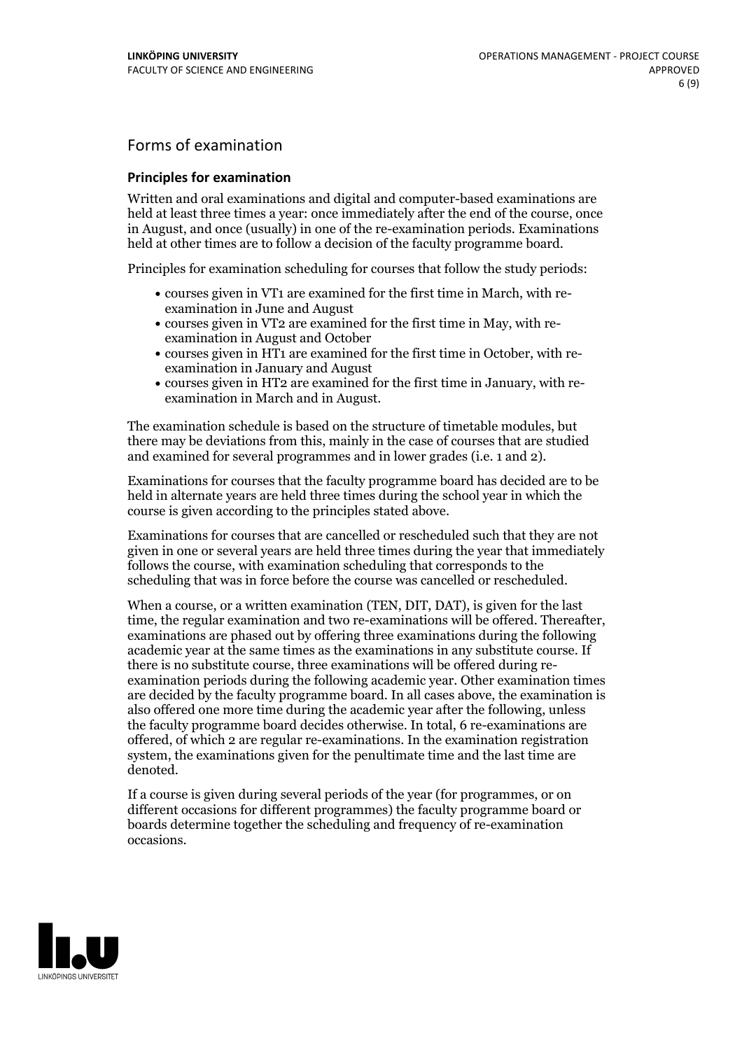## Forms of examination

### Principles for examination

Written and oral examinations and digital and computer-based examinations are held at least three times a year: once immediately after the end of the course, once in August, and once (usually) in one of the re-examination periods. Examinations held at other times are to follow a decision of the faculty programme board.

Principles for examination scheduling for courses that follow the study periods:

- courses given in VT1 are examined for the first time in March, with re-examination in June and August
- courses given in VT2 are examined for the first time in May, with re-examination in August and October
- courses given in HT1 are examined for the first time in October, with re-examination in January and August
- courses given in HT2 are examined for the first time in January, with re-examination in March and in August.

The examination schedule is based on the structure of timetable modules, but there may be deviations from this, mainly in the case of courses that are studied and examined for several programmes and in lower grades (i.e. 1 and 2).

Examinations for courses that the faculty programme board has decided are to be held in alternate years are held three times during the school year in which the course is given according to the principles stated above.

Examinations for courses that are cancelled or rescheduled such that they are not given in one or several years are held three times during the year that immediately follows the course, with examination scheduling that corresponds to the scheduling that was in force before the course was cancelled or rescheduled.

When a course, or a written examination (TEN, DIT, DAT), is given for the last time, the regular examination and two re-examinations will be offered. Thereafter, examinations are phased out by offering three examinations during the following academic year at the same times as the examinations in any substitute course. If there is no substitute course, three examinations will be offered during re-examination periods during the following academic year. Other examination times are decided by the faculty programme board. In all cases above, the examination is also offered one more time during the academic year after the following, unless the faculty programme board decides otherwise. In total, 6 re-examinations are offered, of which 2 are regular re-examinations. In the examination registration system, the examinations given for the penultimate time and the last time are denoted.

If a course is given during several periods of the year (for programmes, or on different occasions for different programmes) the faculty programme board or boards determine together the scheduling and frequency of re-examination occasions.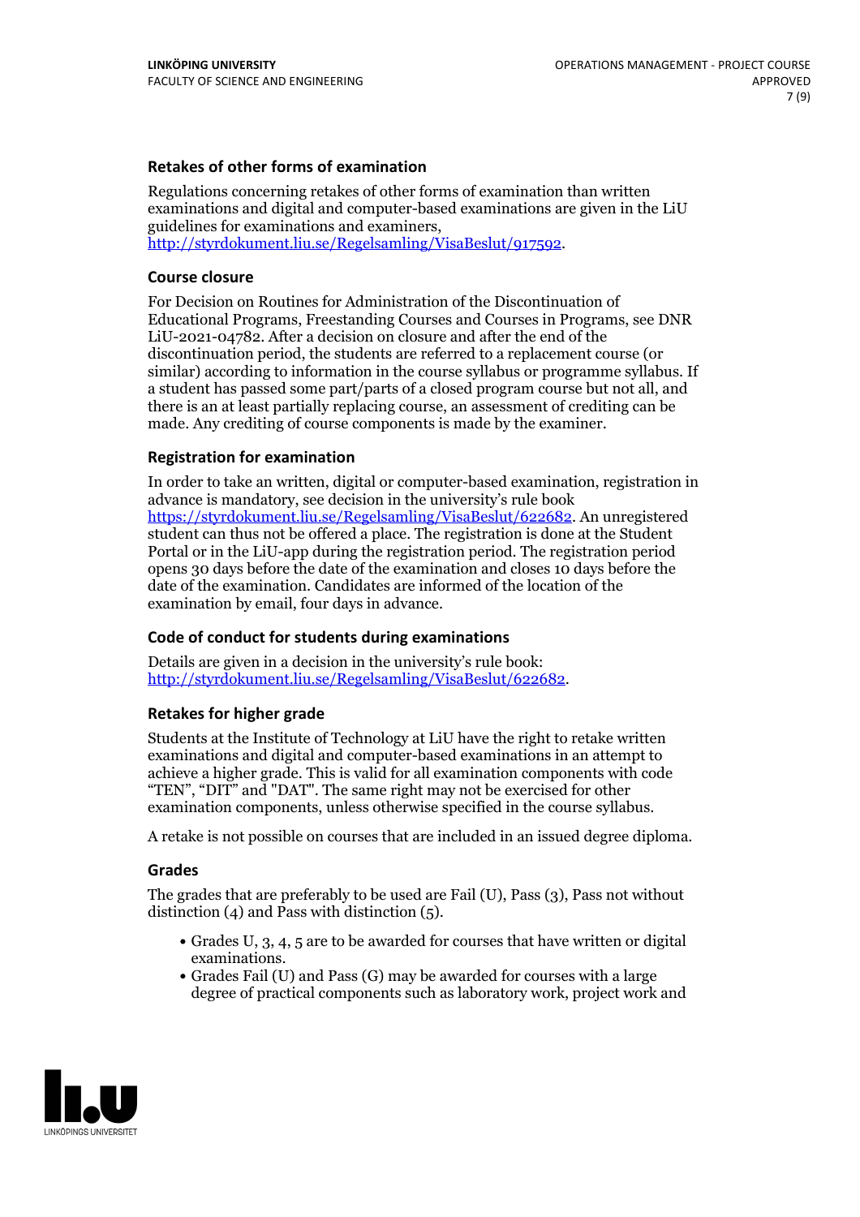### Retakes of other forms of examination

Regulations concerning retakes of other forms of examination than written examinations and digital and computer-based examinations are given in the LiU guidelines for examinations and examiners, http://styrdokument.liu.se/Regelsamling/VisaBeslut/917592.

### Course closure

For Decision on Routines for Administration of the Discontinuation of Educational Programs, Freestanding Courses and Courses in Programs, see DNR LiU-2021-04782. After a decision on closure and after the end of the discontinuation period, the students are referred to a replacement course (or similar) according to information in the course syllabus or programme syllabus. If a student has passed some part/parts of a closed program course but not all, and there is an at least partially replacing course, an assessment of crediting can be made. Any crediting of course components is made by the examiner.

### Registration for examination

In order to take an written, digital or computer-based examination, registration in advance is mandatory, see decision in the university's rule book https://styrdokument.liu.se/Regelsamling/VisaBeslut/622682. An unregistered student can thus not be offered a place. The registration is done at the Student Portal or in the LiU-app during the registration period. The registration period opens 30 days before the date of the examination and closes 10 days before the date of the examination. Candidates are informed of the location of the examination by email, four days in advance.

### Code of conduct for students during examinations

Details are given in a decision in the university's rule book: http://styrdokument.liu.se/Regelsamling/VisaBeslut/622682.

### Retakes for higher grade

Students at the Institute of Technology at LiU have the right to retake written examinations and digital and computer-based examinations in an attempt to achieve a higher grade. This is valid for all examination components with code "TEN", "DIT" and "DAT". The same right may not be exercised for other examination components, unless otherwise specified in the course syllabus.

A retake is not possible on courses that are included in an issued degree diploma.

### Grades

The grades that are preferably to be used are Fail (U), Pass (3), Pass not without distinction (4) and Pass with distinction (5).

- Grades U, 3, 4, 5 are to be awarded for courses that have written or digital examinations.
- Grades Fail (U) and Pass (G) may be awarded for courses with a large degree of practical components such as laboratory work, project work and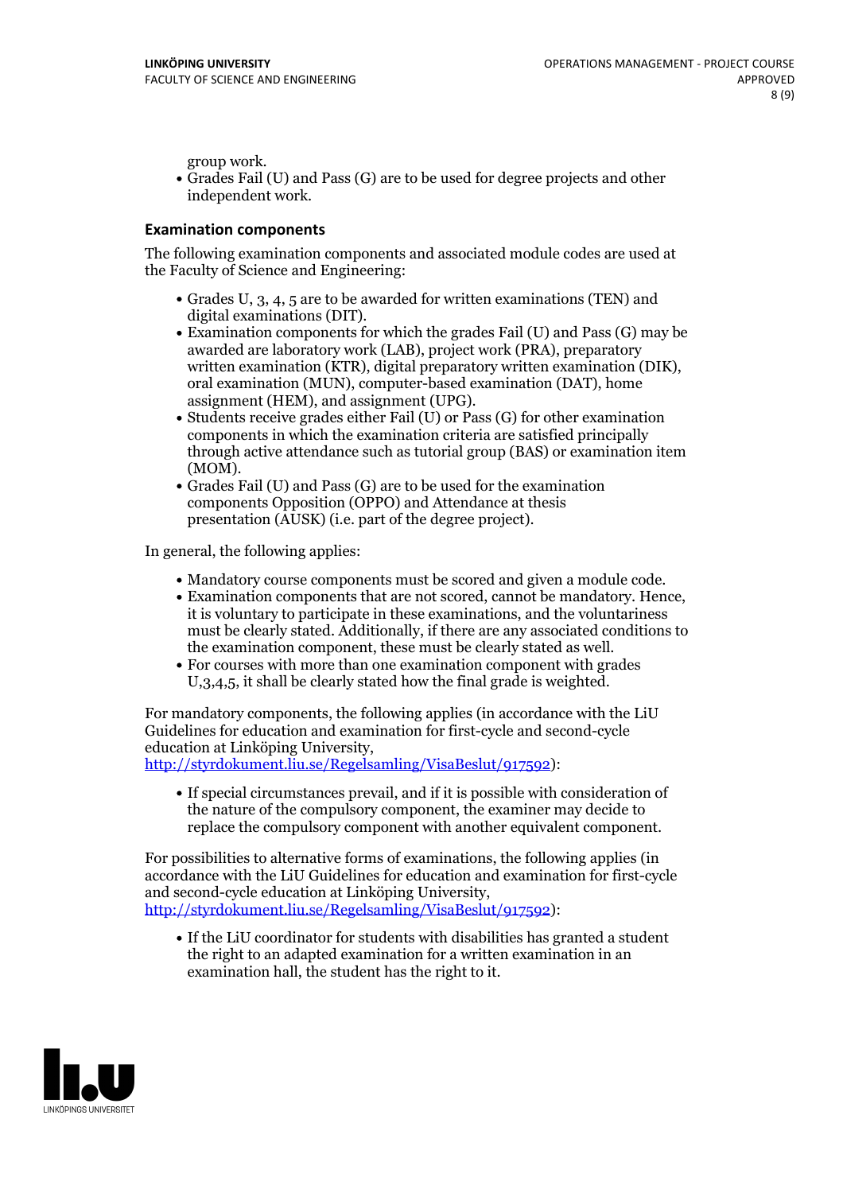group work.

- Grades Fail (U) and Pass (G) are to be used for degree projects and other independent work.

### Examination components

The following examination components and associated module codes are used at the Faculty of Science and Engineering:

- Grades U, 3, 4, 5 are to be awarded for written examinations (TEN) and digital examinations (DIT).
- Examination components for which the grades Fail (U) and Pass (G) may be awarded are laboratory work (LAB), project work (PRA), preparatory written examination (KTR), digital preparatory written examination (DIK), oral examination (MUN), computer-based examination (DAT), home assignment (HEM), and assignment (UPG).
- Students receive grades either Fail (U) or Pass (G) for other examination components in which the examination criteria are satisfied principally through active attendance such as tutorial group (BAS) or examination item (MOM).
- Grades Fail (U) and Pass (G) are to be used for the examination components Opposition (OPPO) and Attendance at thesis presentation (AUSK) (i.e. part of the degree project).

In general, the following applies:

- Mandatory course components must be scored and given a module code.
- Examination components that are not scored, cannot be mandatory. Hence, it is voluntary to participate in these examinations, and the voluntariness must be clearly stated. Additionally, if there are any associated conditions to the examination component, these must be clearly stated as well.
- For courses with more than one examination component with grades U,3,4,5, it shall be clearly stated how the final grade is weighted.

For mandatory components, the following applies (in accordance with the LiU Guidelines for education and examination for first-cycle and second-cycle education at Linköping University, http://styrdokument.liu.se/Regelsamling/VisaBeslut/917592):

- If special circumstances prevail, and if it is possible with consideration of the nature of the compulsory component, the examiner may decide to replace the compulsory component with another equivalent component.

For possibilities to alternative forms of examinations, the following applies (in accordance with the LiU Guidelines for education and examination for first-cycle and second-cycle education at Linköping University, http://styrdokument.liu.se/Regelsamling/VisaBeslut/917592):

- If the LiU coordinator for students with disabilities has granted a student the right to an adapted examination for a written examination in an examination hall, the student has the right to it.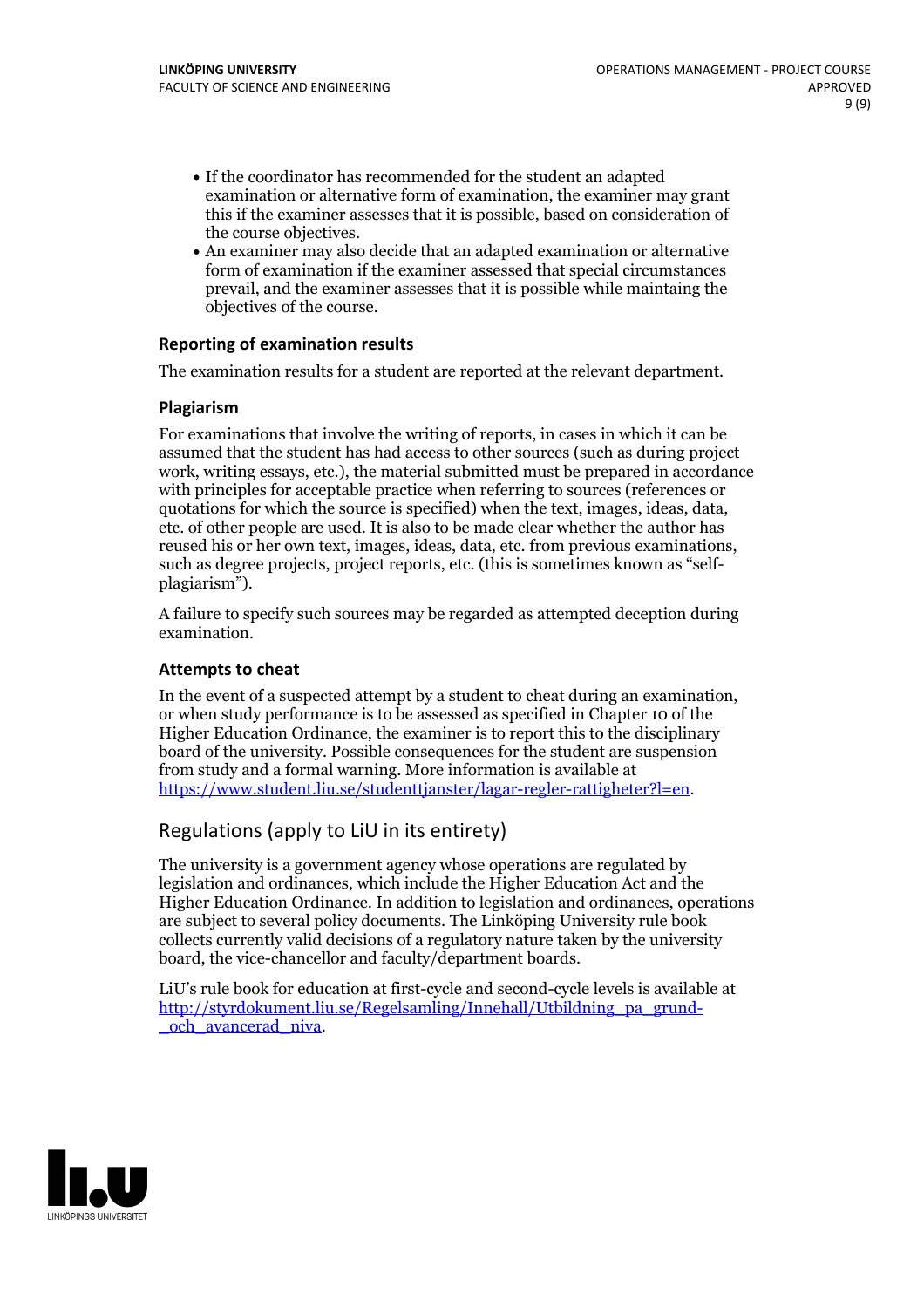- If the coordinator has recommended for the student an adapted examination or alternative form of examination, the examiner may grant this if the examiner assesses that it is possible, based on consideration of the course objectives.
- An examiner may also decide that an adapted examination or alternative form of examination if the examiner assessed that special circumstances prevail, and the examiner assesses that it is possible while maintaing the objectives of the course.

### Reporting of examination results

The examination results for a student are reported at the relevant department.

### Plagiarism

For examinations that involve the writing of reports, in cases in which it can be assumed that the student has had access to other sources (such as during project work, writing essays, etc.), the material submitted must be prepared in accordance with principles for acceptable practice when referring to sources (references or quotations for which the source is specified) when the text, images, ideas, data, etc. of other people are used. It is also to be made clear whether the author has reused his or her own text, images, ideas, data, etc. from previous examinations, such as degree projects, project reports, etc. (this is sometimes known as "self-plagiarism").

A failure to specify such sources may be regarded as attempted deception during examination.

### Attempts to cheat

In the event of a suspected attempt by a student to cheat during an examination, or when study performance is to be assessed as specified in Chapter 10 of the Higher Education Ordinance, the examiner is to report this to the disciplinary board of the university. Possible consequences for the student are suspension from study and a formal warning. More information is available at https://www.student.liu.se/studenttjanster/lagar-regler-rattigheter?l=en.

## Regulations (apply to LiU in its entirety)

The university is a government agency whose operations are regulated by legislation and ordinances, which include the Higher Education Act and the Higher Education Ordinance. In addition to legislation and ordinances, operations are subject to several policy documents. The Linköping University rule book collects currently valid decisions of a regulatory nature taken by the university board, the vice-chancellor and faculty/department boards.

LiU's rule book for education at first-cycle and second-cycle levels is available at http://styrdokument.liu.se/Regelsamling/Innehall/Utbildning_pa_grund-_och_avancerad_niva.